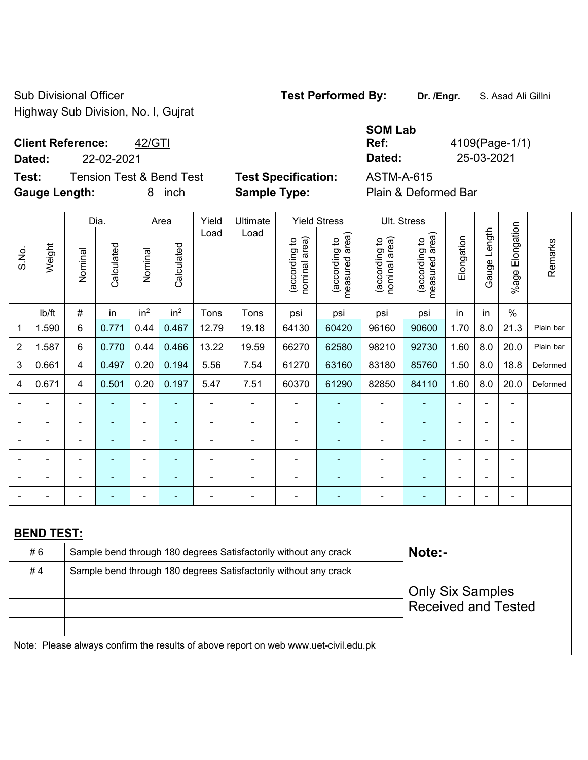Sub Divisional Officer
Highway Sub Division, No. I, Gujrat

**Test Performed By:** **Dr. /Engr.** S. Asad Ali Gillni

**Client Reference:** 42/GTI
**Dated:** 22-02-2021

**SOM Lab Ref:** 4109(Page-1/1)
**Dated:** 25-03-2021

**Test:** Tension Test & Bend Test
**Gauge Length:** 8 inch

**Test Specification:** ASTM-A-615
**Sample Type:** Plain & Deformed Bar

| S.No. | Weight | Dia. | | Area | | Yield Load | Ultimate Load | Yield Stress | | Ult. Stress | | Elongation | Gauge Length | %age Elongation | Remarks |
|---|---|---|---|---|---|---|---|---|---|---|---|---|---|---|---|
| | | Nominal | Calculated | Nominal | Calculated | | | (according to nominal area) | (according to measured area) | (according to nominal area) | (according to measured area) | | | | |
| | lb/ft | # | in | in$^2$ | in$^2$ | Tons | Tons | psi | psi | psi | psi | in | in | % | |
| 1 | 1.590 | 6 | 0.771 | 0.44 | 0.467 | 12.79 | 19.18 | 64130 | 60420 | 96160 | 90600 | 1.70 | 8.0 | 21.3 | Plain bar |
| 2 | 1.587 | 6 | 0.770 | 0.44 | 0.466 | 13.22 | 19.59 | 66270 | 62580 | 98210 | 92730 | 1.60 | 8.0 | 20.0 | Plain bar |
| 3 | 0.661 | 4 | 0.497 | 0.20 | 0.194 | 5.56 | 7.54 | 61270 | 63160 | 83180 | 85760 | 1.50 | 8.0 | 18.8 | Deformed |
| 4 | 0.671 | 4 | 0.501 | 0.20 | 0.197 | 5.47 | 7.51 | 60370 | 61290 | 82850 | 84110 | 1.60 | 8.0 | 20.0 | Deformed |
| - | - | - | - | - | - | - | - | - | - | - | - | - | - | - | |
| - | - | - | - | - | - | - | - | - | - | - | - | - | - | - | |
| - | - | - | - | - | - | - | - | - | - | - | - | - | - | - | |
| - | - | - | - | - | - | - | - | - | - | - | - | - | - | - | |
| - | - | - | - | - | - | - | - | - | - | - | - | - | - | - | |
| - | - | - | - | - | - | - | - | - | - | - | - | - | - | - | |

**BEND TEST:**

| | | |
|---|---|---|
| # 6 | Sample bend through 180 degrees Satisfactorily without any crack | **Note:-** |
| # 4 | Sample bend through 180 degrees Satisfactorily without any crack | Only Six Samples Received and Tested |

Note: Please always confirm the results of above report on web www.uet-civil.edu.pk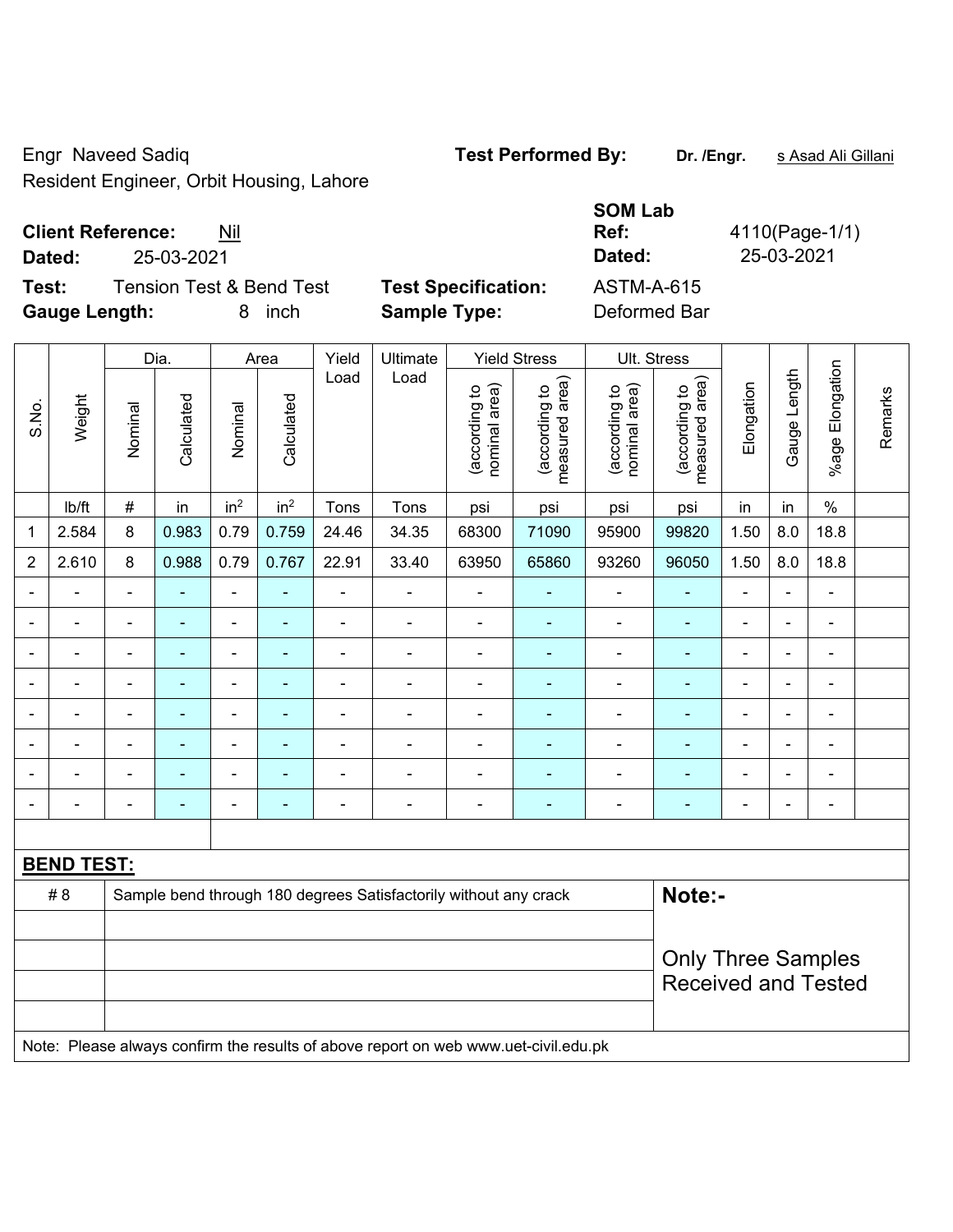Engr Naveed Sadiq
Resident Engineer, Orbit Housing, Lahore

**Test Performed By:** **Dr. /Engr.** s Asad Ali Gillani

**Client Reference:** Nil
**Dated:** 25-03-2021

**SOM Lab Ref:** 4110(Page-1/1)
**Dated:** 25-03-2021

**Test:** Tension Test & Bend Test
**Gauge Length:** 8 inch

**Test Specification:** ASTM-A-615
**Sample Type:** Deformed Bar

| S.No. | Weight | Dia. | | Area | | Yield Load | Ultimate Load | Yield Stress | | Ult. Stress | | Elongation | Gauge Length | %age Elongation | Remarks |
|---|---|---|---|---|---|---|---|---|---|---|---|---|---|---|---|
| | | Nominal | Calculated | Nominal | Calculated | | | (according to nominal area) | (according to measured area) | (according to nominal area) | (according to measured area) | | | | |
| | lb/ft | # | in | $in^2$ | $in^2$ | Tons | Tons | psi | psi | psi | psi | in | in | % | |
| 1 | 2.584 | 8 | 0.983 | 0.79 | 0.759 | 24.46 | 34.35 | 68300 | 71090 | 95900 | 99820 | 1.50 | 8.0 | 18.8 | |
| 2 | 2.610 | 8 | 0.988 | 0.79 | 0.767 | 22.91 | 33.40 | 63950 | 65860 | 93260 | 96050 | 1.50 | 8.0 | 18.8 | |
| - | - | - | - | - | - | - | - | - | - | - | - | - | - | - | |
| - | - | - | - | - | - | - | - | - | - | - | - | - | - | - | |
| - | - | - | - | - | - | - | - | - | - | - | - | - | - | - | |
| - | - | - | - | - | - | - | - | - | - | - | - | - | - | - | |
| - | - | - | - | - | - | - | - | - | - | - | - | - | - | - | |
| - | - | - | - | - | - | - | - | - | - | - | - | - | - | - | |
| - | - | - | - | - | - | - | - | - | - | - | - | - | - | - | |
| - | - | - | - | - | - | - | - | - | - | - | - | - | - | - | |

**BEND TEST:**

| | | |
|---|---|---|
| # 8 | Sample bend through 180 degrees Satisfactorily without any crack | **Note:-** |
| | | Only Three Samples Received and Tested |

Note: Please always confirm the results of above report on web www.uet-civil.edu.pk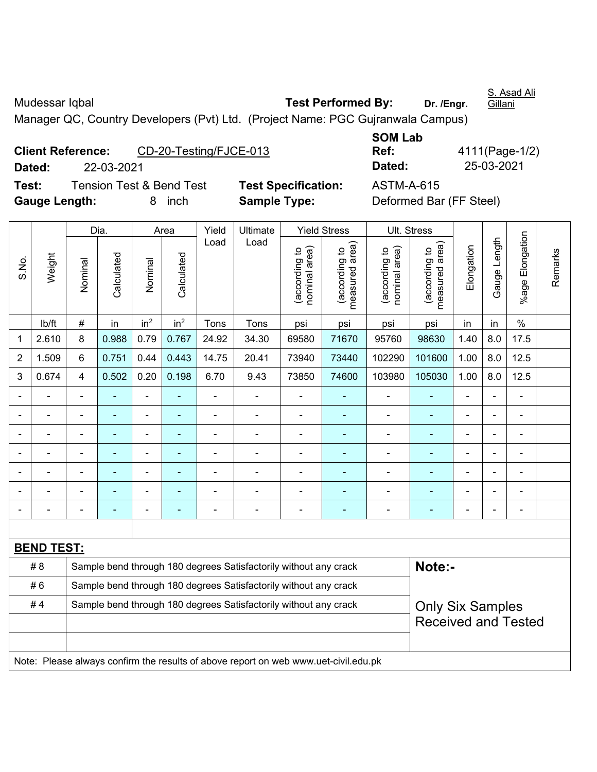Mudessar Iqbal **Test Performed By:** **Dr. /Engr.** S. Asad Ali Gillani

Manager QC, Country Developers (Pvt) Ltd. (Project Name: PGC Gujranwala Campus)

**Client Reference:** CD-20-Testing/FJCE-013 **SOM Lab Ref:** 4111(Page-1/2)

**Dated:** 22-03-2021 **Dated:** 25-03-2021

**Test:** Tension Test & Bend Test **Test Specification:** ASTM-A-615

**Gauge Length:** 8 inch **Sample Type:** Deformed Bar (FF Steel)

| S.No. | Weight | Dia. | | Area | | Yield Load | Ultimate Load | Yield Stress | | Ult. Stress | | Elongation | Gauge Length | %age Elongation | Remarks |
|---|---|---|---|---|---|---|---|---|---|---|---|---|---|---|---|
| | | Nominal | Calculated | Nominal | Calculated | | | (according to nominal area) | (according to measured area) | (according to nominal area) | (according to measured area) | | | | |
| | lb/ft | # | in | $in^2$ | $in^2$ | Tons | Tons | psi | psi | psi | psi | in | in | % | |
| 1 | 2.610 | 8 | 0.988 | 0.79 | 0.767 | 24.92 | 34.30 | 69580 | 71670 | 95760 | 98630 | 1.40 | 8.0 | 17.5 | |
| 2 | 1.509 | 6 | 0.751 | 0.44 | 0.443 | 14.75 | 20.41 | 73940 | 73440 | 102290 | 101600 | 1.00 | 8.0 | 12.5 | |
| 3 | 0.674 | 4 | 0.502 | 0.20 | 0.198 | 6.70 | 9.43 | 73850 | 74600 | 103980 | 105030 | 1.00 | 8.0 | 12.5 | |
| - | - | - | - | - | - | - | - | - | - | - | - | - | - | - | |
| - | - | - | - | - | - | - | - | - | - | - | - | - | - | - | |
| - | - | - | - | - | - | - | - | - | - | - | - | - | - | - | |
| - | - | - | - | - | - | - | - | - | - | - | - | - | - | - | |
| - | - | - | - | - | - | - | - | - | - | - | - | - | - | - | |
| - | - | - | - | - | - | - | - | - | - | - | - | - | - | - | |
| - | - | - | - | - | - | - | - | - | - | - | - | - | - | - | |

**BEND TEST:**

| Bar | Result |
|---|---|
| # 8 | Sample bend through 180 degrees Satisfactorily without any crack |
| # 6 | Sample bend through 180 degrees Satisfactorily without any crack |
| # 4 | Sample bend through 180 degrees Satisfactorily without any crack |

**Note:-**

Only Six Samples Received and Tested

Note: Please always confirm the results of above report on web www.uet-civil.edu.pk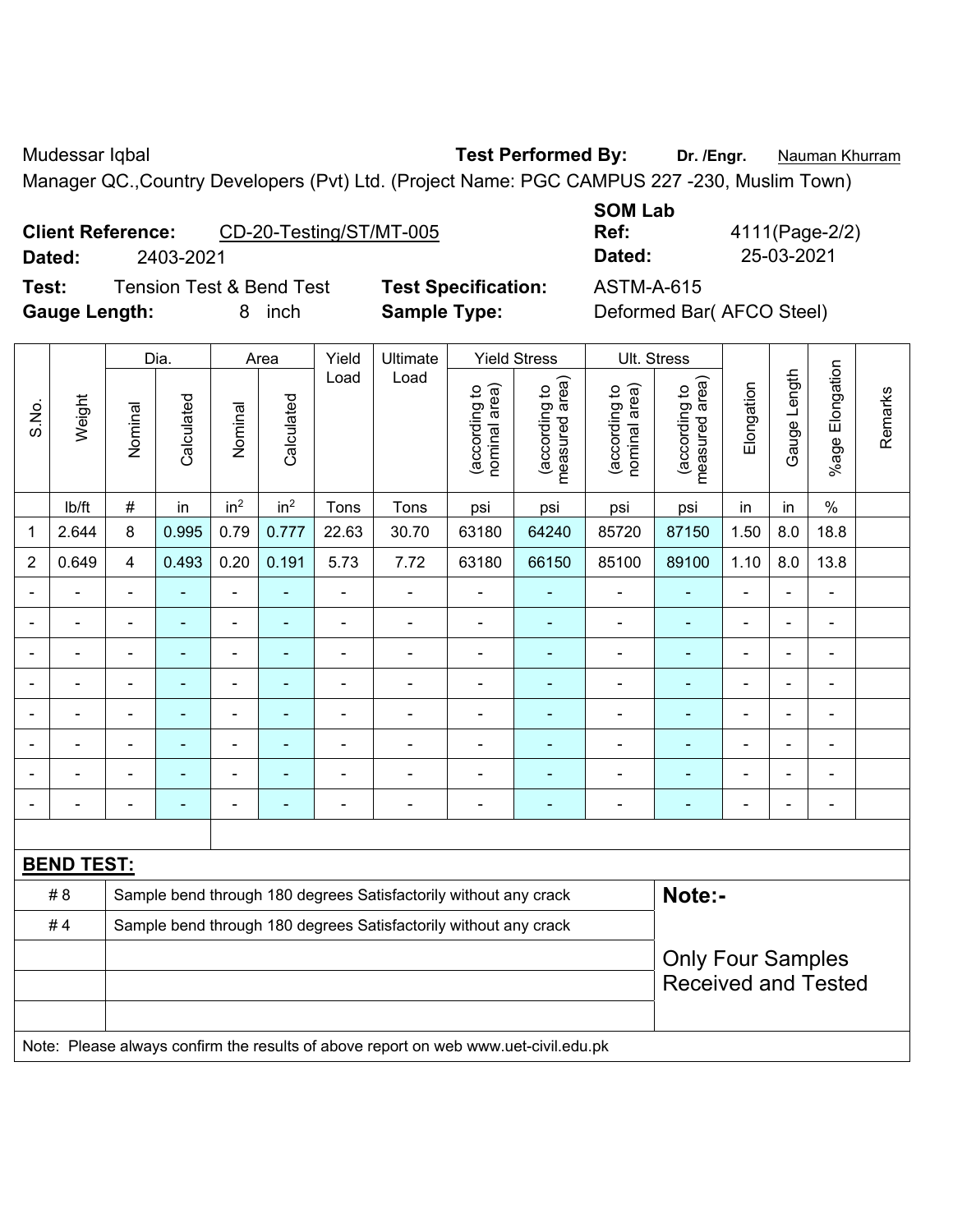Mudessar Iqbal **Test Performed By:** **Dr. /Engr.** Nauman Khurram

Manager QC.,Country Developers (Pvt) Ltd. (Project Name: PGC CAMPUS 227 -230, Muslim Town)

**Client Reference:** CD-20-Testing/ST/MT-005 **SOM Lab Ref:** 4111(Page-2/2)

**Dated:** 2403-2021 **Dated:** 25-03-2021

**Test:** Tension Test & Bend Test **Test Specification:** ASTM-A-615

**Gauge Length:** 8 inch **Sample Type:** Deformed Bar( AFCO Steel)

| S.No. | Weight | Dia. | | Area | | Yield Load | Ultimate Load | Yield Stress | | Ult. Stress | | Elongation | Gauge Length | %age Elongation | Remarks |
|---|---|---|---|---|---|---|---|---|---|---|---|---|---|---|---|
| | | Nominal | Calculated | Nominal | Calculated | | | (according to nominal area) | (according to measured area) | (according to nominal area) | (according to measured area) | | | | |
| | lb/ft | # | in | in$^2$ | in$^2$ | Tons | Tons | psi | psi | psi | psi | in | in | % | |
| 1 | 2.644 | 8 | 0.995 | 0.79 | 0.777 | 22.63 | 30.70 | 63180 | 64240 | 85720 | 87150 | 1.50 | 8.0 | 18.8 | |
| 2 | 0.649 | 4 | 0.493 | 0.20 | 0.191 | 5.73 | 7.72 | 63180 | 66150 | 85100 | 89100 | 1.10 | 8.0 | 13.8 | |
| - | - | - | - | - | - | - | - | - | - | - | - | - | - | - | |
| - | - | - | - | - | - | - | - | - | - | - | - | - | - | - | |
| - | - | - | - | - | - | - | - | - | - | - | - | - | - | - | |
| - | - | - | - | - | - | - | - | - | - | - | - | - | - | - | |
| - | - | - | - | - | - | - | - | - | - | - | - | - | - | - | |
| - | - | - | - | - | - | - | - | - | - | - | - | - | - | - | |
| - | - | - | - | - | - | - | - | - | - | - | - | - | - | - | |
| - | - | - | - | - | - | - | - | - | - | - | - | - | - | - | |

**BEND TEST:**

| | | |
|---|---|---|
| # 8 | Sample bend through 180 degrees Satisfactorily without any crack | **Note:-** |
| # 4 | Sample bend through 180 degrees Satisfactorily without any crack | Only Four Samples Received and Tested |

Note: Please always confirm the results of above report on web www.uet-civil.edu.pk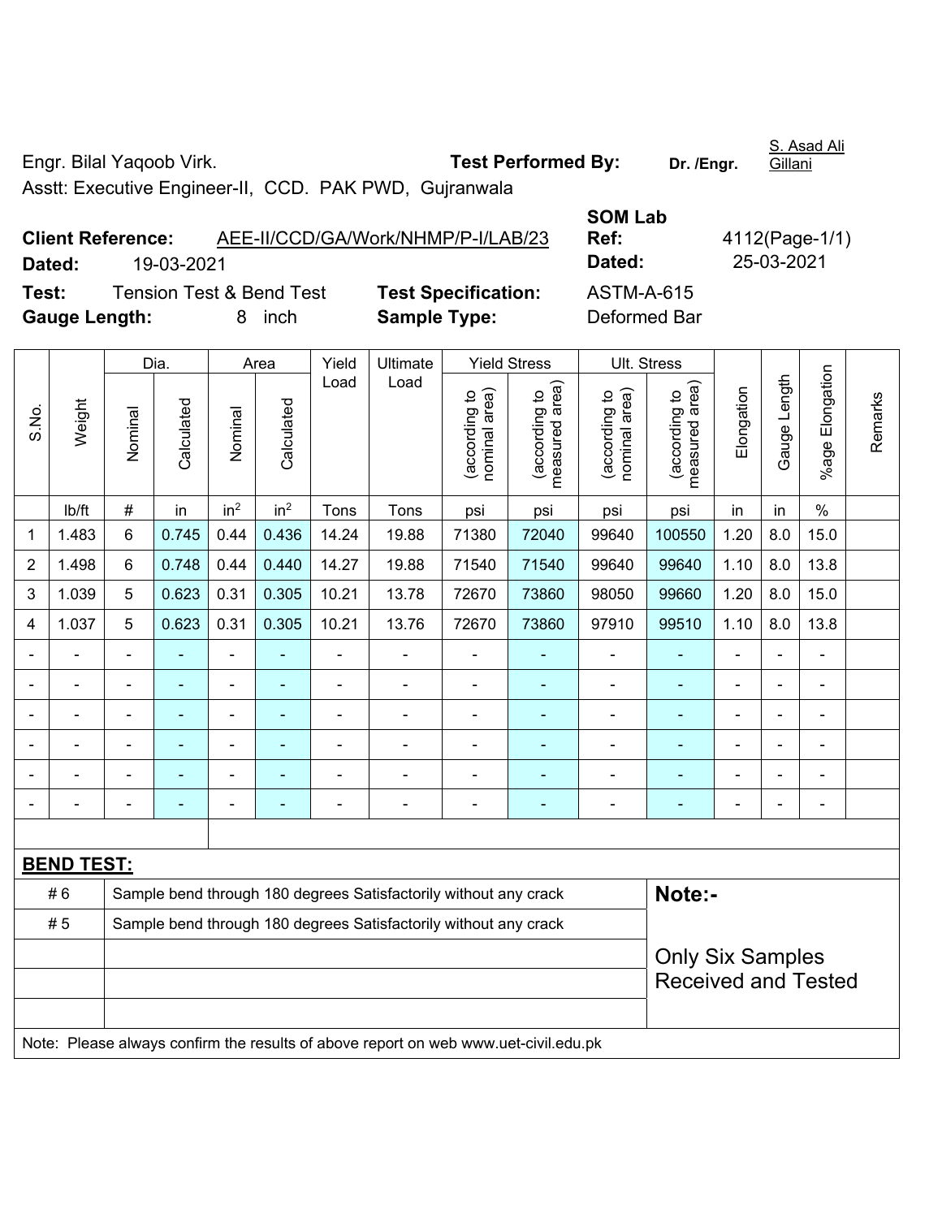Engr. Bilal Yaqoob Virk.

Asstt: Executive Engineer-II, CCD. PAK PWD, Gujranwala

**Test Performed By:** Dr. /Engr. S. Asad Ali Gillani

**Client Reference:** AEE-II/CCD/GA/Work/NHMP/P-I/LAB/23

**Dated:** 19-03-2021

**SOM Lab Ref:** 4112(Page-1/1)

**Dated:** 25-03-2021

**Test:** Tension Test & Bend Test

**Test Specification:** ASTM-A-615

**Gauge Length:** 8 inch

**Sample Type:** Deformed Bar

| S.No. | Weight | Dia. | | Area | | Yield Load | Ultimate Load | Yield Stress | | Ult. Stress | | Elongation | Gauge Length | %age Elongation | Remarks |
|---|---|---|---|---|---|---|---|---|---|---|---|---|---|---|---|
| | | Nominal | Calculated | Nominal | Calculated | | | (according to nominal area) | (according to measured area) | (according to nominal area) | (according to measured area) | | | | |
| | lb/ft | # | in | $in^2$ | $in^2$ | Tons | Tons | psi | psi | psi | psi | in | in | % | |
| 1 | 1.483 | 6 | 0.745 | 0.44 | 0.436 | 14.24 | 19.88 | 71380 | 72040 | 99640 | 100550 | 1.20 | 8.0 | 15.0 | |
| 2 | 1.498 | 6 | 0.748 | 0.44 | 0.440 | 14.27 | 19.88 | 71540 | 71540 | 99640 | 99640 | 1.10 | 8.0 | 13.8 | |
| 3 | 1.039 | 5 | 0.623 | 0.31 | 0.305 | 10.21 | 13.78 | 72670 | 73860 | 98050 | 99660 | 1.20 | 8.0 | 15.0 | |
| 4 | 1.037 | 5 | 0.623 | 0.31 | 0.305 | 10.21 | 13.76 | 72670 | 73860 | 97910 | 99510 | 1.10 | 8.0 | 13.8 | |
| - | - | - | - | - | - | - | - | - | - | - | - | - | - | - | |
| - | - | - | - | - | - | - | - | - | - | - | - | - | - | - | |
| - | - | - | - | - | - | - | - | - | - | - | - | - | - | - | |
| - | - | - | - | - | - | - | - | - | - | - | - | - | - | - | |
| - | - | - | - | - | - | - | - | - | - | - | - | - | - | - | |
| - | - | - | - | - | - | - | - | - | - | - | - | - | - | - | |

**BEND TEST:**

| # | Result |
|---|---|
| # 6 | Sample bend through 180 degrees Satisfactorily without any crack |
| # 5 | Sample bend through 180 degrees Satisfactorily without any crack |

**Note:-**

Only Six Samples Received and Tested

Note: Please always confirm the results of above report on web www.uet-civil.edu.pk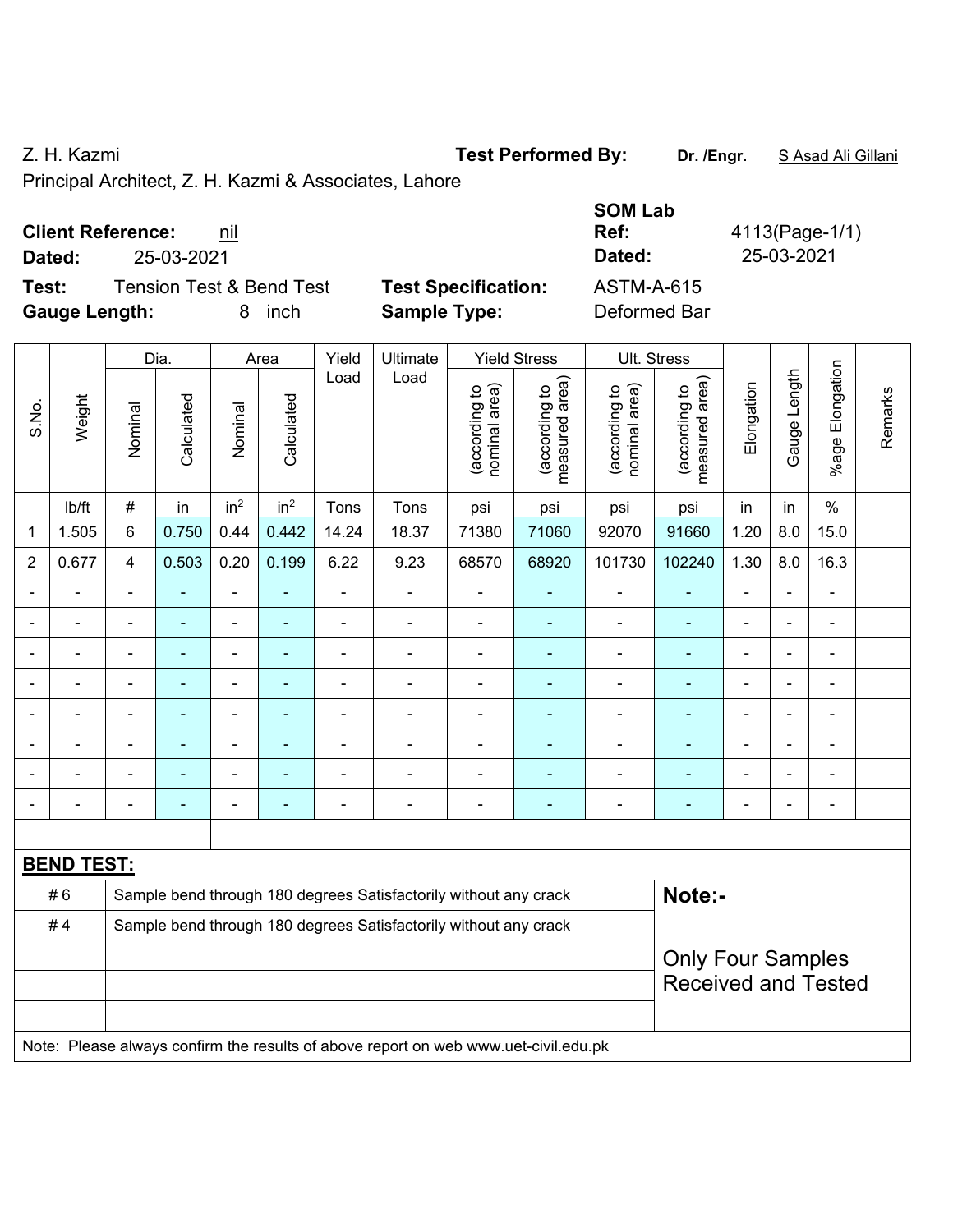Z. H. Kazmi

Principal Architect, Z. H. Kazmi & Associates, Lahore

**Test Performed By:** **Dr. /Engr.** S Asad Ali Gillani

**Client Reference:** nil

**Dated:** 25-03-2021

**SOM Lab Ref:** 4113(Page-1/1)

**Dated:** 25-03-2021

**Test:** Tension Test & Bend Test

**Gauge Length:** 8 inch

**Test Specification:** ASTM-A-615

**Sample Type:** Deformed Bar

| S.No. | Weight | Dia. | | Area | | Yield Load | Ultimate Load | Yield Stress | | Ult. Stress | | Elongation | Gauge Length | %age Elongation | Remarks |
|---|---|---|---|---|---|---|---|---|---|---|---|---|---|---|---|
| | | Nominal | Calculated | Nominal | Calculated | | | (according to nominal area) | (according to measured area) | (according to nominal area) | (according to measured area) | | | | |
| | lb/ft | # | in | in$^2$ | in$^2$ | Tons | Tons | psi | psi | psi | psi | in | in | % | |
| 1 | 1.505 | 6 | 0.750 | 0.44 | 0.442 | 14.24 | 18.37 | 71380 | 71060 | 92070 | 91660 | 1.20 | 8.0 | 15.0 | |
| 2 | 0.677 | 4 | 0.503 | 0.20 | 0.199 | 6.22 | 9.23 | 68570 | 68920 | 101730 | 102240 | 1.30 | 8.0 | 16.3 | |
| - | - | - | - | - | - | - | - | - | - | - | - | - | - | - | |
| - | - | - | - | - | - | - | - | - | - | - | - | - | - | - | |
| - | - | - | - | - | - | - | - | - | - | - | - | - | - | - | |
| - | - | - | - | - | - | - | - | - | - | - | - | - | - | - | |
| - | - | - | - | - | - | - | - | - | - | - | - | - | - | - | |
| - | - | - | - | - | - | - | - | - | - | - | - | - | - | - | |
| - | - | - | - | - | - | - | - | - | - | - | - | - | - | - | |
| - | - | - | - | - | - | - | - | - | - | - | - | - | - | - | |

**BEND TEST:**

| | |
|---|---|
| # 6 | Sample bend through 180 degrees Satisfactorily without any crack |
| # 4 | Sample bend through 180 degrees Satisfactorily without any crack |

**Note:-**

Only Four Samples Received and Tested

Note: Please always confirm the results of above report on web www.uet-civil.edu.pk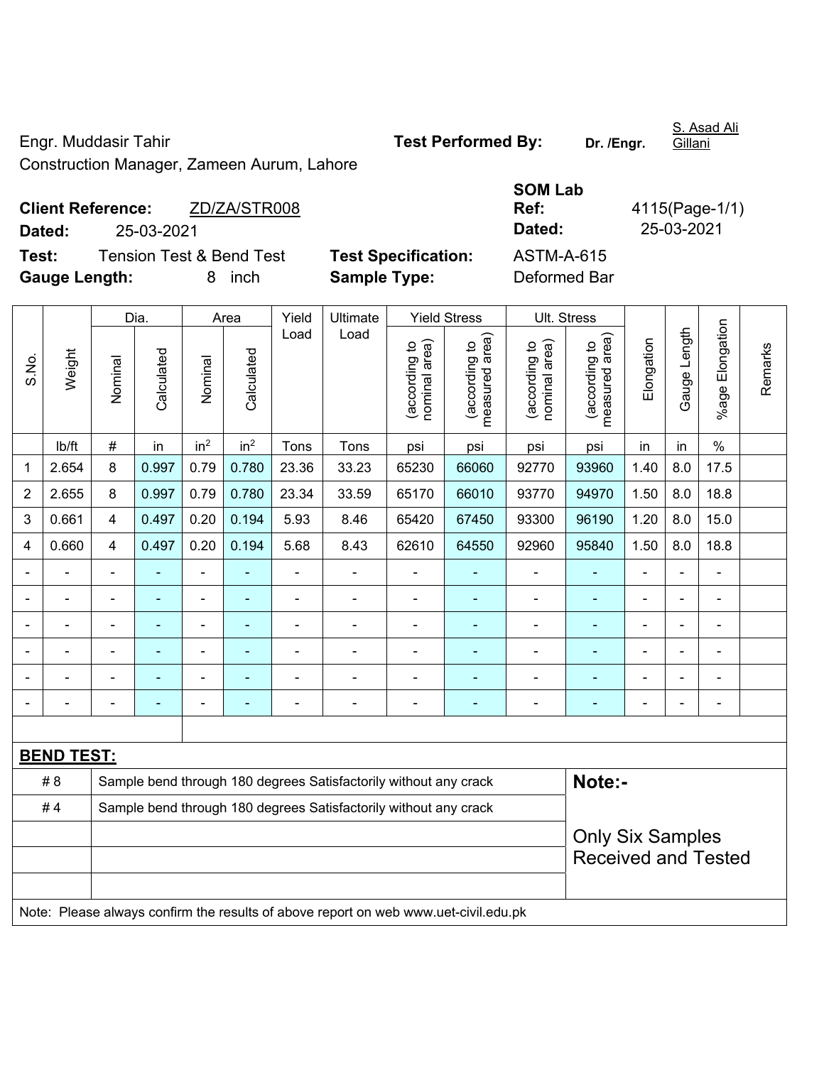Engr. Muddasir Tahir

Construction Manager, Zameen Aurum, Lahore

**Test Performed By:** **Dr. /Engr.** S. Asad Ali Gillani

**Client Reference:** ZD/ZA/STR008

**Dated:** 25-03-2021

**SOM Lab Ref:** 4115(Page-1/1)

**Dated:** 25-03-2021

**Test:** Tension Test & Bend Test

**Test Specification:** ASTM-A-615

**Gauge Length:** 8 inch

**Sample Type:** Deformed Bar

| S.No. | Weight | Dia. | | Area | | Yield Load | Ultimate Load | Yield Stress | | Ult. Stress | | Elongation | Gauge Length | %age Elongation | Remarks |
|---|---|---|---|---|---|---|---|---|---|---|---|---|---|---|---|
| | | Nominal | Calculated | Nominal | Calculated | | | (according to nominal area) | (according to measured area) | (according to nominal area) | (according to measured area) | | | | |
| | lb/ft | # | in | $in^2$ | $in^2$ | Tons | Tons | psi | psi | psi | psi | in | in | % | |
| 1 | 2.654 | 8 | 0.997 | 0.79 | 0.780 | 23.36 | 33.23 | 65230 | 66060 | 92770 | 93960 | 1.40 | 8.0 | 17.5 | |
| 2 | 2.655 | 8 | 0.997 | 0.79 | 0.780 | 23.34 | 33.59 | 65170 | 66010 | 93770 | 94970 | 1.50 | 8.0 | 18.8 | |
| 3 | 0.661 | 4 | 0.497 | 0.20 | 0.194 | 5.93 | 8.46 | 65420 | 67450 | 93300 | 96190 | 1.20 | 8.0 | 15.0 | |
| 4 | 0.660 | 4 | 0.497 | 0.20 | 0.194 | 5.68 | 8.43 | 62610 | 64550 | 92960 | 95840 | 1.50 | 8.0 | 18.8 | |
| - | - | - | - | - | - | - | - | - | - | - | - | - | - | - | |
| - | - | - | - | - | - | - | - | - | - | - | - | - | - | - | |
| - | - | - | - | - | - | - | - | - | - | - | - | - | - | - | |
| - | - | - | - | - | - | - | - | - | - | - | - | - | - | - | |
| - | - | - | - | - | - | - | - | - | - | - | - | - | - | - | |
| - | - | - | - | - | - | - | - | - | - | - | - | - | - | - | |

**BEND TEST:**

| | |
|---|---|
| # 8 | Sample bend through 180 degrees Satisfactorily without any crack |
| # 4 | Sample bend through 180 degrees Satisfactorily without any crack |

**Note:-**

Only Six Samples Received and Tested

Note: Please always confirm the results of above report on web www.uet-civil.edu.pk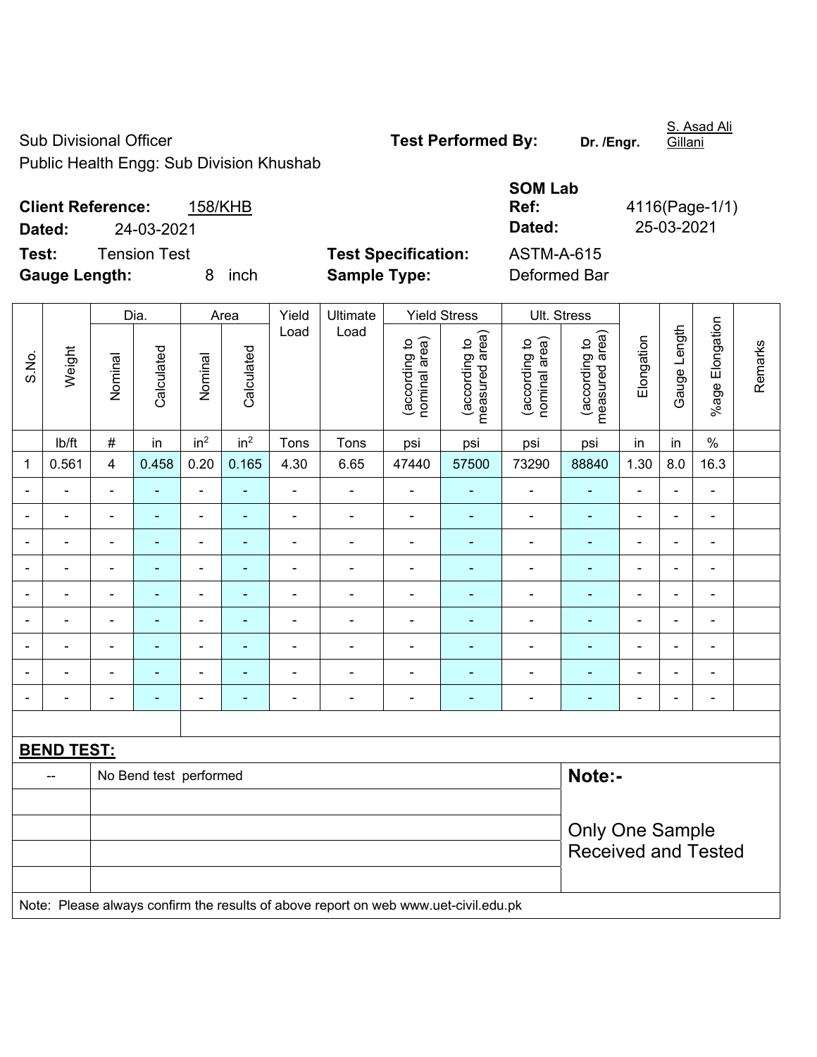Sub Divisional Officer
Public Health Engg: Sub Division Khushab

**Test Performed By:** Dr. /Engr. S. Asad Ali Gillani

**Client Reference:** 158/KHB
**Dated:** 24-03-2021

**SOM Lab Ref:** 4116(Page-1/1)
**Dated:** 25-03-2021

**Test:** Tension Test
**Gauge Length:** 8 inch

**Test Specification:** ASTM-A-615
**Sample Type:** Deformed Bar

| S.No. | Weight | Dia. | | Area | | Yield Load | Ultimate Load | Yield Stress | | Ult. Stress | | Elongation | Gauge Length | %age Elongation | Remarks |
|---|---|---|---|---|---|---|---|---|---|---|---|---|---|---|---|
| | | Nominal | Calculated | Nominal | Calculated | | | (according to nominal area) | (according to measured area) | (according to nominal area) | (according to measured area) | | | | |
| | lb/ft | # | in | in$^2$ | in$^2$ | Tons | Tons | psi | psi | psi | psi | in | in | % | |
| 1 | 0.561 | 4 | 0.458 | 0.20 | 0.165 | 4.30 | 6.65 | 47440 | 57500 | 73290 | 88840 | 1.30 | 8.0 | 16.3 | |
| - | - | - | - | - | - | - | - | - | - | - | - | - | - | - | |
| - | - | - | - | - | - | - | - | - | - | - | - | - | - | - | |
| - | - | - | - | - | - | - | - | - | - | - | - | - | - | - | |
| - | - | - | - | - | - | - | - | - | - | - | - | - | - | - | |
| - | - | - | - | - | - | - | - | - | - | - | - | - | - | - | |
| - | - | - | - | - | - | - | - | - | - | - | - | - | - | - | |
| - | - | - | - | - | - | - | - | - | - | - | - | - | - | - | |
| - | - | - | - | - | - | - | - | - | - | - | - | - | - | - | |
| - | - | - | - | - | - | - | - | - | - | - | - | - | - | - | |

**BEND TEST:**

| | | |
|---|---|---|
| -- | No Bend test performed | **Note:-** Only One Sample Received and Tested |

Note: Please always confirm the results of above report on web www.uet-civil.edu.pk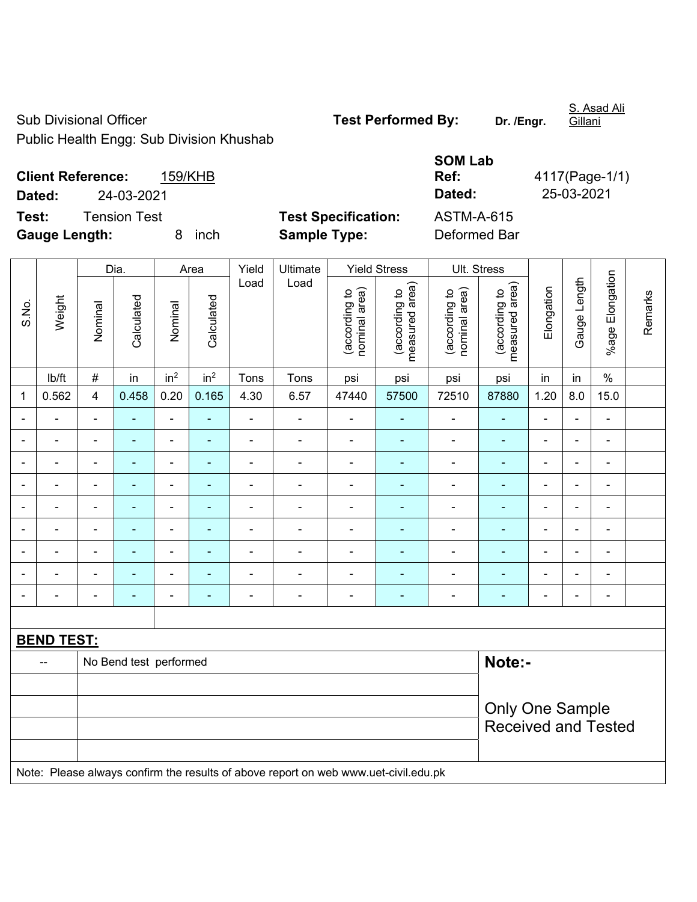Sub Divisional Officer
Public Health Engg: Sub Division Khushab

**Test Performed By:** Dr. /Engr. S. Asad Ali Gillani

**Client Reference:** 159/KHB
**Dated:** 24-03-2021

**SOM Lab Ref:** 4117(Page-1/1)
**Dated:** 25-03-2021

**Test:** Tension Test
**Gauge Length:** 8 inch

**Test Specification:** ASTM-A-615
**Sample Type:** Deformed Bar

| S.No. | Weight | Dia. | | Area | | Yield Load | Ultimate Load | Yield Stress | | Ult. Stress | | Elongation | Gauge Length | %age Elongation | Remarks |
|---|---|---|---|---|---|---|---|---|---|---|---|---|---|---|---|
| | | Nominal | Calculated | Nominal | Calculated | | | (according to nominal area) | (according to measured area) | (according to nominal area) | (according to measured area) | | | | |
| | lb/ft | # | in | in$^2$ | in$^2$ | Tons | Tons | psi | psi | psi | psi | in | in | % | |
| 1 | 0.562 | 4 | 0.458 | 0.20 | 0.165 | 4.30 | 6.57 | 47440 | 57500 | 72510 | 87880 | 1.20 | 8.0 | 15.0 | |
| - | - | - | - | - | - | - | - | - | - | - | - | - | - | - | |
| - | - | - | - | - | - | - | - | - | - | - | - | - | - | - | |
| - | - | - | - | - | - | - | - | - | - | - | - | - | - | - | |
| - | - | - | - | - | - | - | - | - | - | - | - | - | - | - | |
| - | - | - | - | - | - | - | - | - | - | - | - | - | - | - | |
| - | - | - | - | - | - | - | - | - | - | - | - | - | - | - | |
| - | - | - | - | - | - | - | - | - | - | - | - | - | - | - | |
| - | - | - | - | - | - | - | - | - | - | - | - | - | - | - | |
| - | - | - | - | - | - | - | - | - | - | - | - | - | - | - | |

**BEND TEST:**

| | | |
|---|---|---|
| -- | No Bend test performed | **Note:-** Only One Sample Received and Tested |

Note: Please always confirm the results of above report on web www.uet-civil.edu.pk